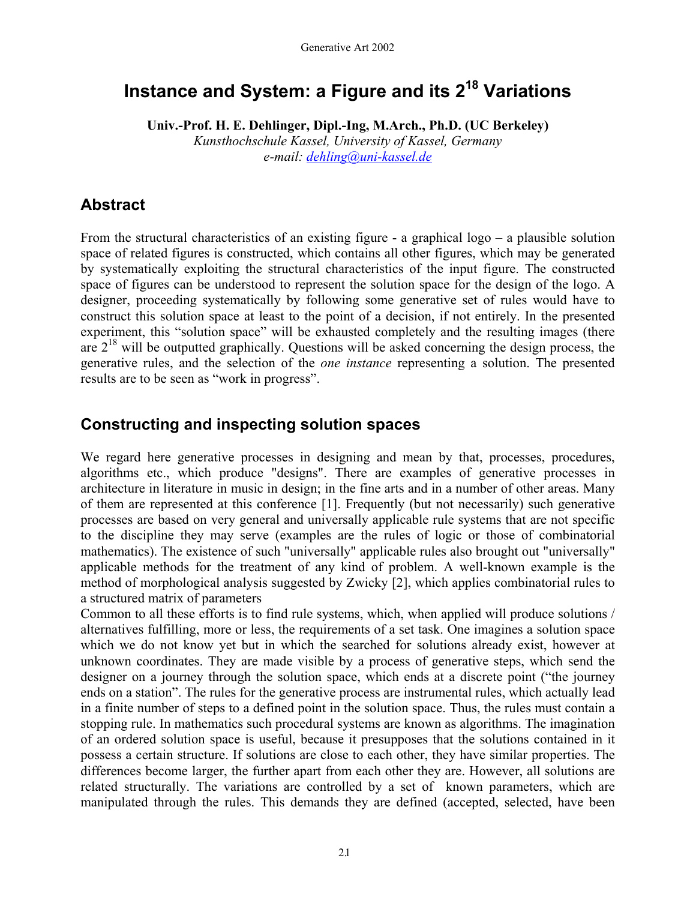# Instance and System: a Figure and its $2^{18}$ Variations

**Univ.-Prof. H. E. Dehlinger, Dipl.-Ing, M.Arch., Ph.D. (UC Berkeley)**
*Kunsthochschule Kassel, University of Kassel, Germany*
*e-mail: dehling@uni-kassel.de*

## Abstract

From the structural characteristics of an existing figure - a graphical logo – a plausible solution space of related figures is constructed, which contains all other figures, which may be generated by systematically exploiting the structural characteristics of the input figure. The constructed space of figures can be understood to represent the solution space for the design of the logo. A designer, proceeding systematically by following some generative set of rules would have to construct this solution space at least to the point of a decision, if not entirely. In the presented experiment, this "solution space" will be exhausted completely and the resulting images (there are $2^{18}$ will be outputted graphically. Questions will be asked concerning the design process, the generative rules, and the selection of the *one instance* representing a solution. The presented results are to be seen as "work in progress".

## Constructing and inspecting solution spaces

We regard here generative processes in designing and mean by that, processes, procedures, algorithms etc., which produce "designs". There are examples of generative processes in architecture in literature in music in design; in the fine arts and in a number of other areas. Many of them are represented at this conference [1]. Frequently (but not necessarily) such generative processes are based on very general and universally applicable rule systems that are not specific to the discipline they may serve (examples are the rules of logic or those of combinatorial mathematics). The existence of such "universally" applicable rules also brought out "universally" applicable methods for the treatment of any kind of problem. A well-known example is the method of morphological analysis suggested by Zwicky [2], which applies combinatorial rules to a structured matrix of parameters

Common to all these efforts is to find rule systems, which, when applied will produce solutions / alternatives fulfilling, more or less, the requirements of a set task. One imagines a solution space which we do not know yet but in which the searched for solutions already exist, however at unknown coordinates. They are made visible by a process of generative steps, which send the designer on a journey through the solution space, which ends at a discrete point ("the journey ends on a station". The rules for the generative process are instrumental rules, which actually lead in a finite number of steps to a defined point in the solution space. Thus, the rules must contain a stopping rule. In mathematics such procedural systems are known as algorithms. The imagination of an ordered solution space is useful, because it presupposes that the solutions contained in it possess a certain structure. If solutions are close to each other, they have similar properties. The differences become larger, the further apart from each other they are. However, all solutions are related structurally. The variations are controlled by a set of known parameters, which are manipulated through the rules. This demands they are defined (accepted, selected, have been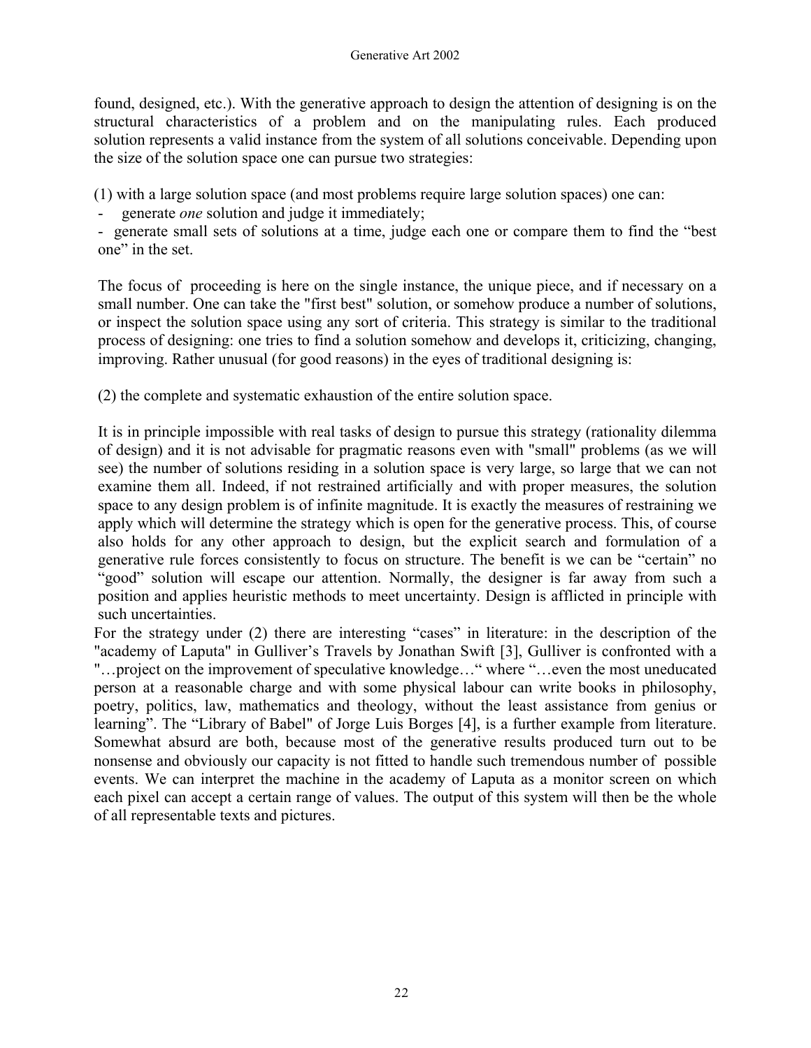found, designed, etc.). With the generative approach to design the attention of designing is on the structural characteristics of a problem and on the manipulating rules. Each produced solution represents a valid instance from the system of all solutions conceivable. Depending upon the size of the solution space one can pursue two strategies:

(1) with a large solution space (and most problems require large solution spaces) one can:

- generate *one* solution and judge it immediately;
- generate small sets of solutions at a time, judge each one or compare them to find the "best one" in the set.

The focus of proceeding is here on the single instance, the unique piece, and if necessary on a small number. One can take the "first best" solution, or somehow produce a number of solutions, or inspect the solution space using any sort of criteria. This strategy is similar to the traditional process of designing: one tries to find a solution somehow and develops it, criticizing, changing, improving. Rather unusual (for good reasons) in the eyes of traditional designing is:

(2) the complete and systematic exhaustion of the entire solution space.

It is in principle impossible with real tasks of design to pursue this strategy (rationality dilemma of design) and it is not advisable for pragmatic reasons even with "small" problems (as we will see) the number of solutions residing in a solution space is very large, so large that we can not examine them all. Indeed, if not restrained artificially and with proper measures, the solution space to any design problem is of infinite magnitude. It is exactly the measures of restraining we apply which will determine the strategy which is open for the generative process. This, of course also holds for any other approach to design, but the explicit search and formulation of a generative rule forces consistently to focus on structure. The benefit is we can be "certain" no "good" solution will escape our attention. Normally, the designer is far away from such a position and applies heuristic methods to meet uncertainty. Design is afflicted in principle with such uncertainties.

For the strategy under (2) there are interesting "cases" in literature: in the description of the "academy of Laputa" in Gulliver's Travels by Jonathan Swift [3], Gulliver is confronted with a "…project on the improvement of speculative knowledge…" where "…even the most uneducated person at a reasonable charge and with some physical labour can write books in philosophy, poetry, politics, law, mathematics and theology, without the least assistance from genius or learning". The "Library of Babel" of Jorge Luis Borges [4], is a further example from literature. Somewhat absurd are both, because most of the generative results produced turn out to be nonsense and obviously our capacity is not fitted to handle such tremendous number of possible events. We can interpret the machine in the academy of Laputa as a monitor screen on which each pixel can accept a certain range of values. The output of this system will then be the whole of all representable texts and pictures.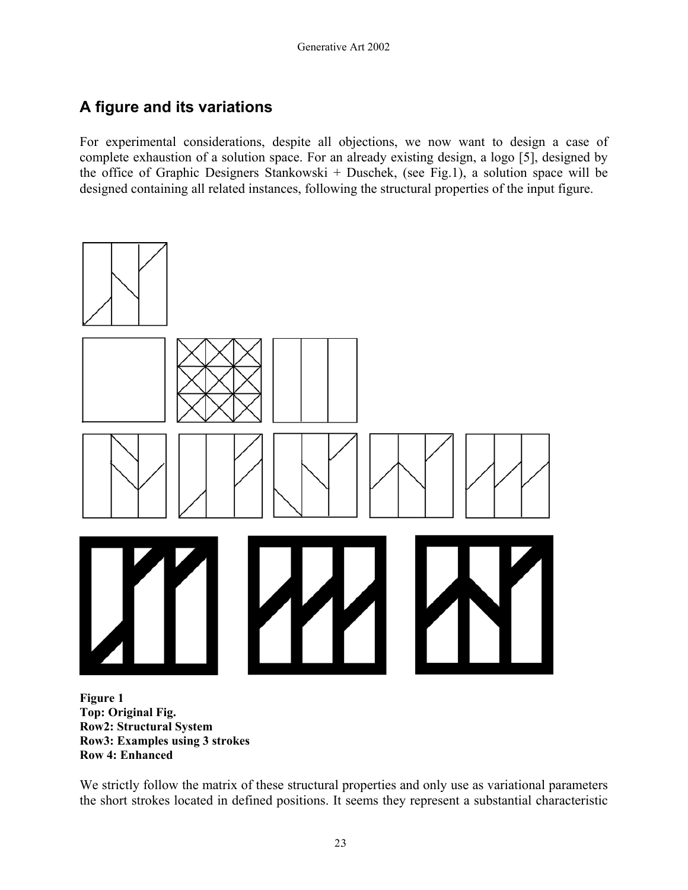## A figure and its variations

For experimental considerations, despite all objections, we now want to design a case of complete exhaustion of a solution space. For an already existing design, a logo [5], designed by the office of Graphic Designers Stankowski + Duschek, (see Fig.1), a solution space will be designed containing all related instances, following the structural properties of the input figure.

**Figure 1**
**Top: Original Fig.**
**Row2: Structural System**
**Row3: Examples using 3 strokes**
**Row 4: Enhanced**

We strictly follow the matrix of these structural properties and only use as variational parameters the short strokes located in defined positions. It seems they represent a substantial characteristic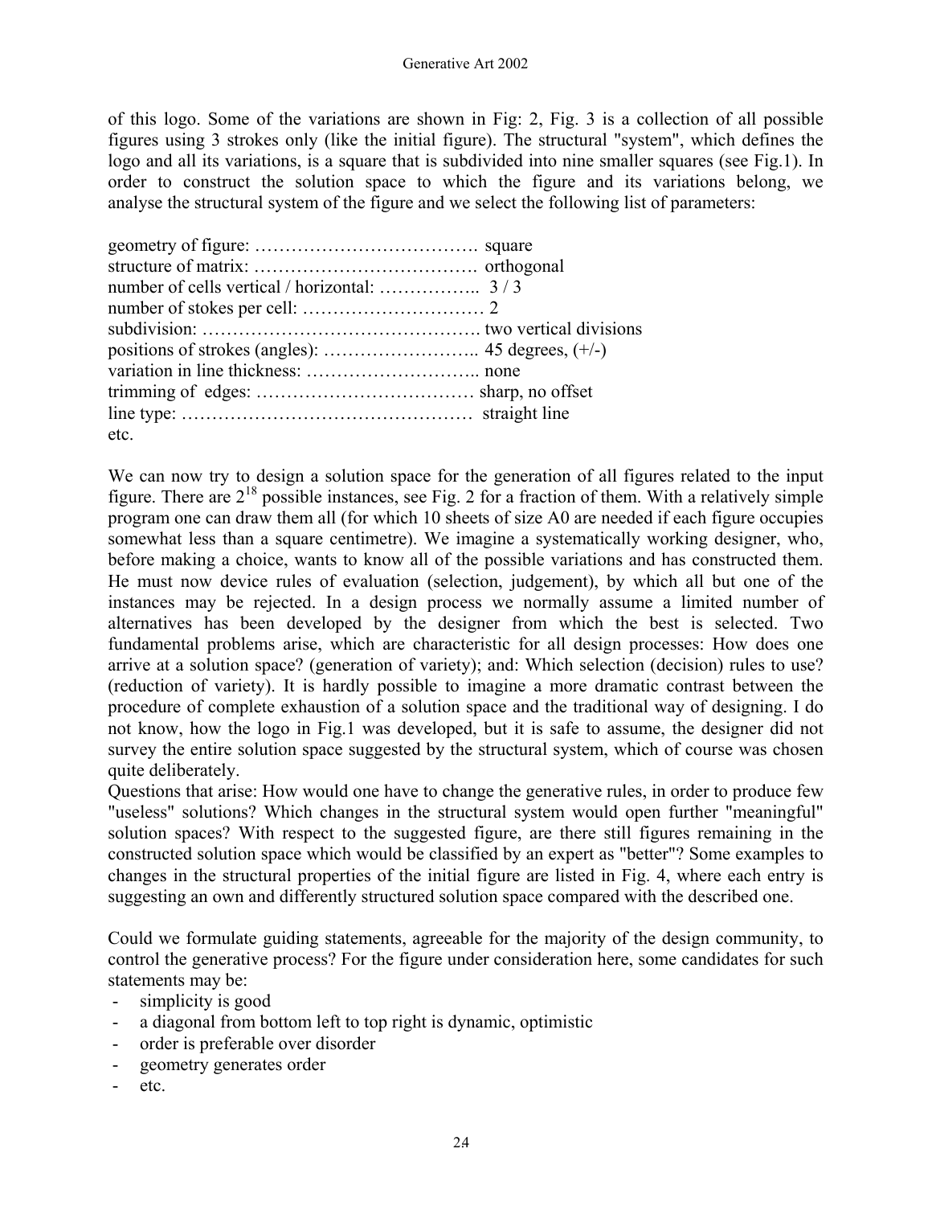of this logo. Some of the variations are shown in Fig: 2, Fig. 3 is a collection of all possible figures using 3 strokes only (like the initial figure). The structural "system", which defines the logo and all its variations, is a square that is subdivided into nine smaller squares (see Fig.1). In order to construct the solution space to which the figure and its variations belong, we analyse the structural system of the figure and we select the following list of parameters:

geometry of figure: ………………………………. square
structure of matrix: ………………………………. orthogonal
number of cells vertical / horizontal: …………….. 3 / 3
number of stokes per cell: ………………………… 2
subdivision: ………………………………………. two vertical divisions
positions of strokes (angles): …………………….. 45 degrees, (+/-)
variation in line thickness: ……………………….. none
trimming of edges: ……………………………… sharp, no offset
line type: ………………………………………… straight line
etc.

We can now try to design a solution space for the generation of all figures related to the input figure. There are $2^{18}$ possible instances, see Fig. 2 for a fraction of them. With a relatively simple program one can draw them all (for which 10 sheets of size A0 are needed if each figure occupies somewhat less than a square centimetre). We imagine a systematically working designer, who, before making a choice, wants to know all of the possible variations and has constructed them. He must now device rules of evaluation (selection, judgement), by which all but one of the instances may be rejected. In a design process we normally assume a limited number of alternatives has been developed by the designer from which the best is selected. Two fundamental problems arise, which are characteristic for all design processes: How does one arrive at a solution space? (generation of variety); and: Which selection (decision) rules to use? (reduction of variety). It is hardly possible to imagine a more dramatic contrast between the procedure of complete exhaustion of a solution space and the traditional way of designing. I do not know, how the logo in Fig.1 was developed, but it is safe to assume, the designer did not survey the entire solution space suggested by the structural system, which of course was chosen quite deliberately.
Questions that arise: How would one have to change the generative rules, in order to produce few "useless" solutions? Which changes in the structural system would open further "meaningful" solution spaces? With respect to the suggested figure, are there still figures remaining in the constructed solution space which would be classified by an expert as "better"? Some examples to changes in the structural properties of the initial figure are listed in Fig. 4, where each entry is suggesting an own and differently structured solution space compared with the described one.

Could we formulate guiding statements, agreeable for the majority of the design community, to control the generative process? For the figure under consideration here, some candidates for such statements may be:

- simplicity is good
- a diagonal from bottom left to top right is dynamic, optimistic
- order is preferable over disorder
- geometry generates order
- etc.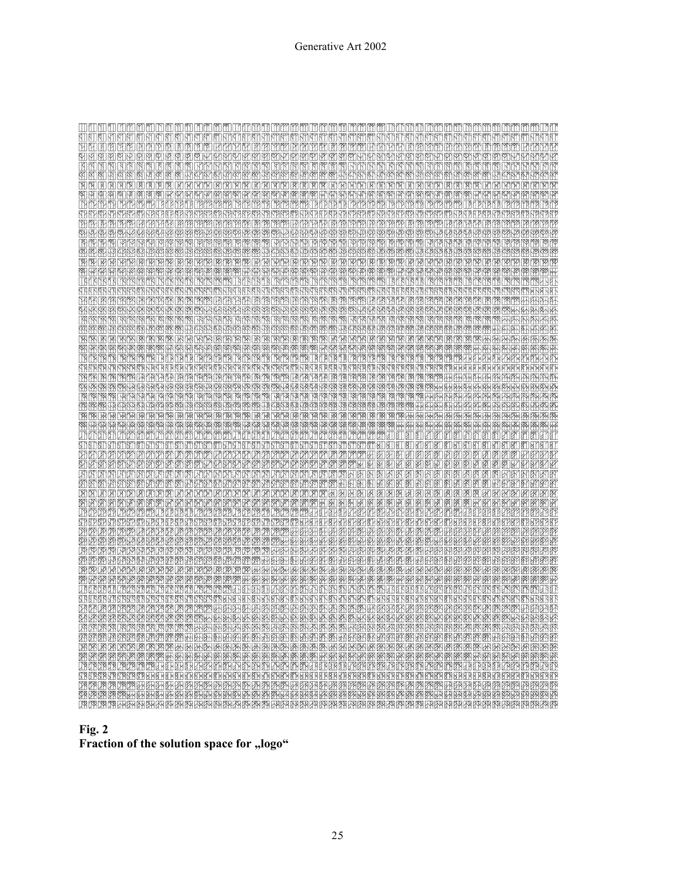**Fig. 2**
**Fraction of the solution space for „logo“**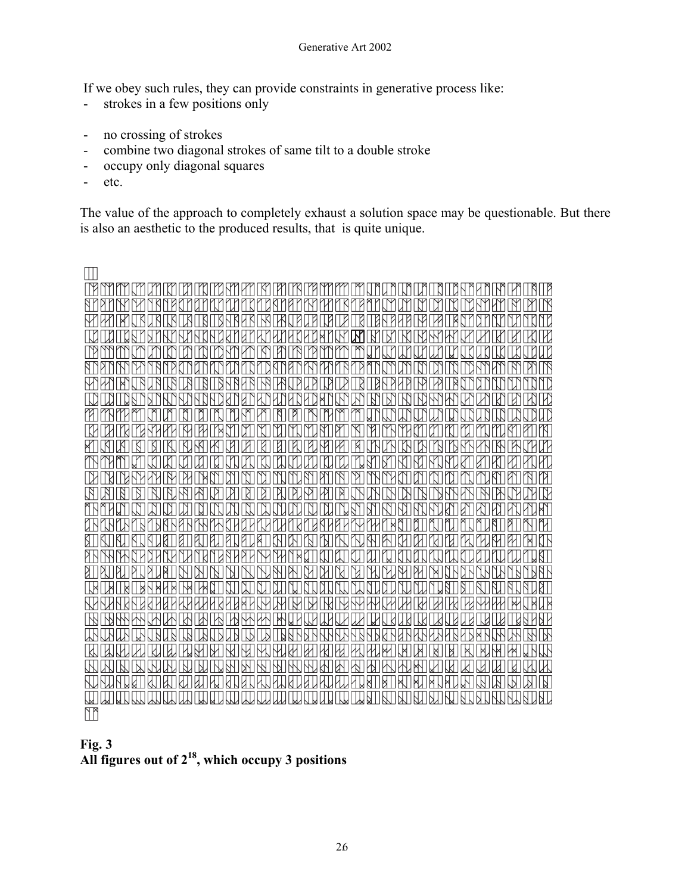If we obey such rules, they can provide constraints in generative process like:

- strokes in a few positions only
- no crossing of strokes
- combine two diagonal strokes of same tilt to a double stroke
- occupy only diagonal squares
- etc.

The value of the approach to completely exhaust a solution space may be questionable. But there is also an aesthetic to the produced results, that is quite unique.

**Fig. 3**
**All figures out of $2^{18}$, which occupy 3 positions**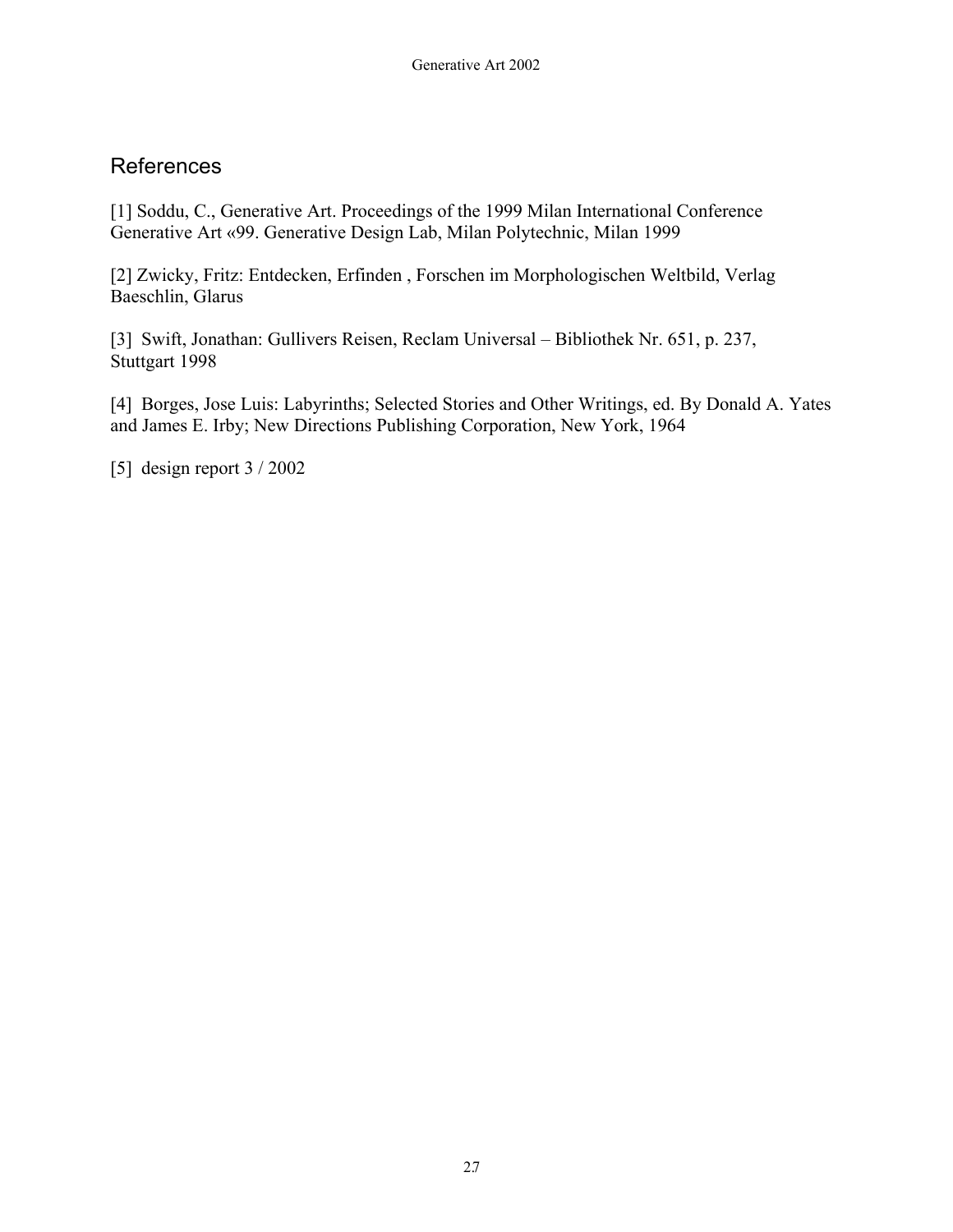## References

[1] Soddu, C., Generative Art. Proceedings of the 1999 Milan International Conference Generative Art «99. Generative Design Lab, Milan Polytechnic, Milan 1999

[2] Zwicky, Fritz: Entdecken, Erfinden , Forschen im Morphologischen Weltbild, Verlag Baeschlin, Glarus

[3] Swift, Jonathan: Gullivers Reisen, Reclam Universal – Bibliothek Nr. 651, p. 237, Stuttgart 1998

[4] Borges, Jose Luis: Labyrinths; Selected Stories and Other Writings, ed. By Donald A. Yates and James E. Irby; New Directions Publishing Corporation, New York, 1964

[5] design report 3 / 2002